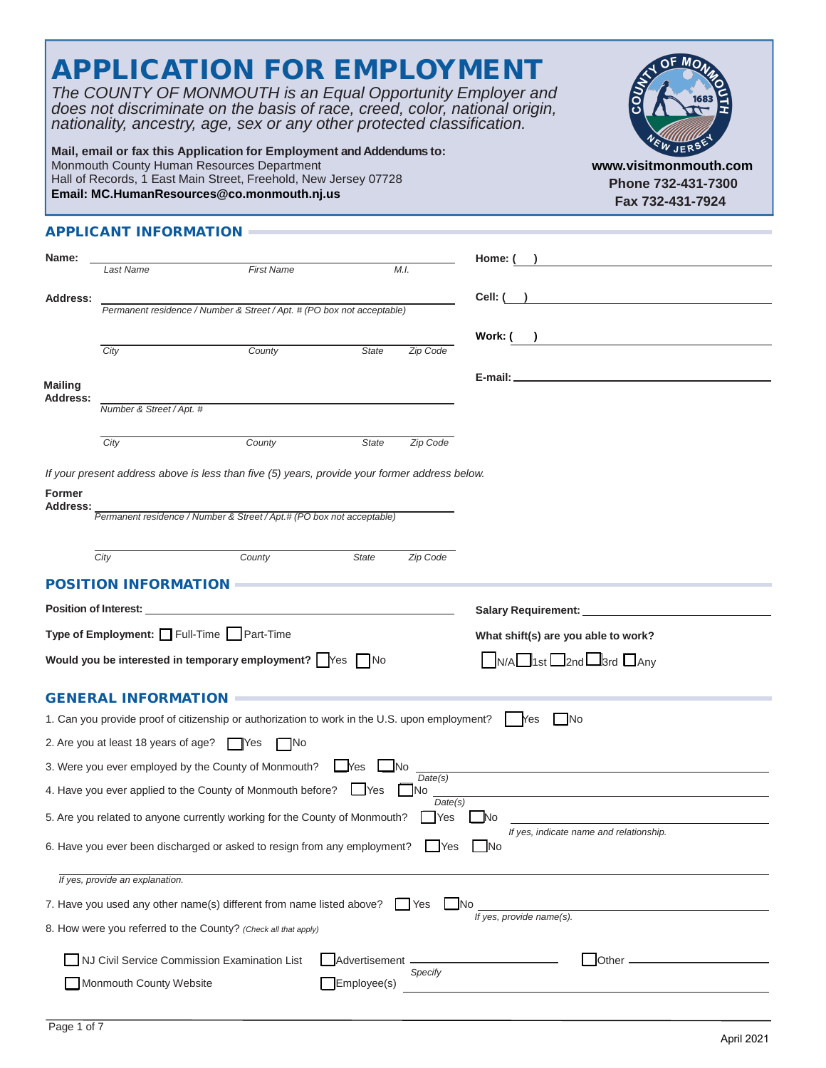# APPLICATION FOR EMPLOYMENT

*The COUNTY OF MONMOUTH is an Equal Opportunity Employer and does not discriminate on the basis of race, creed, color, national origin, nationality, ancestry, age, sex or any other protected classification.*

**Mail, email or fax this Application for Employment and Addendums to:**
Monmouth County Human Resources Department
Hall of Records, 1 East Main Street, Freehold, New Jersey 07728
**Email: MC.HumanResources@co.monmouth.nj.us**

**www.visitmonmouth.com**
**Phone 732-431-7300**
**Fax 732-431-7924**

## APPLICANT INFORMATION

**Name:** ______________________________
*Last Name* *First Name* *M.I.*

**Home: (   )** ______________________________

**Address:** ______________________________
*Permanent residence / Number & Street / Apt. # (PO box not acceptable)*

**Cell: (   )** ______________________________

______________________________
*City* *County* *State* *Zip Code*

**Work: (   )** ______________________________

**E-mail:** ______________________________

**Mailing Address:** ______________________________
*Number & Street / Apt. #*

______________________________
*City* *County* *State* *Zip Code*

*If your present address above is less than five (5) years, provide your former address below.*

**Former Address:** ______________________________
*Permanent residence / Number & Street / Apt.# (PO box not acceptable)*

______________________________
*City* *County* *State* *Zip Code*

## POSITION INFORMATION

**Position of Interest:** ______________________________

**Salary Requirement:** ______________________________

**Type of Employment:** ☐ Full-Time ☐ Part-Time

**What shift(s) are you able to work?**

**Would you be interested in temporary employment?** ☐ Yes ☐ No

☐ N/A ☐ 1st ☐ 2nd ☐ 3rd ☐ Any

## GENERAL INFORMATION

1. Can you provide proof of citizenship or authorization to work in the U.S. upon employment? ☐ Yes ☐ No
2. Are you at least 18 years of age? ☐ Yes ☐ No
3. Were you ever employed by the County of Monmouth? ☐ Yes ☐ No ______________________________
   *Date(s)*
4. Have you ever applied to the County of Monmouth before? ☐ Yes ☐ No ______________________________
   *Date(s)*
5. Are you related to anyone currently working for the County of Monmouth? ☐ Yes ☐ No ______________________________
   *If yes, indicate name and relationship.*
6. Have you ever been discharged or asked to resign from any employment? ☐ Yes ☐ No

   ______________________________
   *If yes, provide an explanation.*
7. Have you used any other name(s) different from name listed above? ☐ Yes ☐ No ______________________________
   *If yes, provide name(s).*
8. How were you referred to the County? *(Check all that apply)*

   ☐ NJ Civil Service Commission Examination List
   ☐ Advertisement ______________________________ *Specify*
   ☐ Other ______________________________
   ☐ Monmouth County Website
   ☐ Employee(s) ______________________________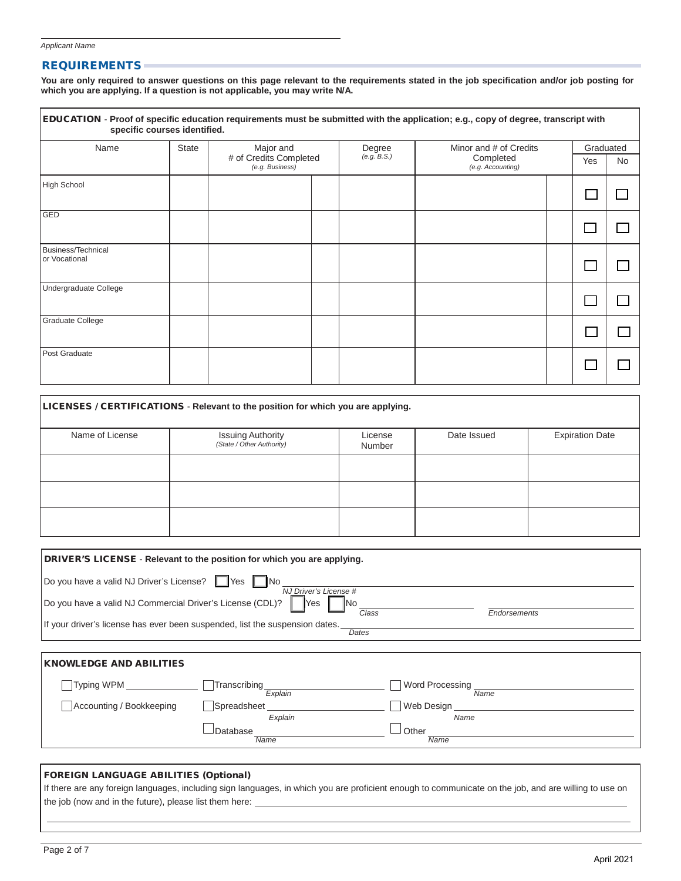Applicant Name

## REQUIREMENTS

**You are only required to answer questions on this page relevant to the requirements stated in the job specification and/or job posting for which you are applying. If a question is not applicable, you may write N/A.**

**EDUCATION** - **Proof of specific education requirements must be submitted with the application; e.g., copy of degree, transcript with specific courses identified.**

| Name | State | Major and # of Credits Completed *(e.g. Business)* | | Degree *(e.g. B.S.)* | Minor and # of Credits Completed *(e.g. Accounting)* | | Graduated | |
|---|---|---|---|---|---|---|---|---|
| | | | | | | | Yes | No |
| High School | | | | | | | ☐ | ☐ |
| GED | | | | | | | ☐ | ☐ |
| Business/Technical or Vocational | | | | | | | ☐ | ☐ |
| Undergraduate College | | | | | | | ☐ | ☐ |
| Graduate College | | | | | | | ☐ | ☐ |
| Post Graduate | | | | | | | ☐ | ☐ |

**LICENSES / CERTIFICATIONS** - **Relevant to the position for which you are applying.**

| Name of License | Issuing Authority *(State / Other Authority)* | License Number | Date Issued | Expiration Date |
|---|---|---|---|---|
| | | | | |
| | | | | |
| | | | | |

**DRIVER'S LICENSE** - **Relevant to the position for which you are applying.**

Do you have a valid NJ Driver's License? ☐ Yes ☐ No ______________________
*NJ Driver's License #*

Do you have a valid NJ Commercial Driver's License (CDL)? ☐ Yes ☐ No ______________ ______________
*Class* *Endorsements*

If your driver's license has ever been suspended, list the suspension dates. ______________________
*Dates*

**KNOWLEDGE AND ABILITIES**

☐ Typing WPM ______ ☐ Transcribing ______ *Explain* ☐ Word Processing ______ *Name*

☐ Accounting / Bookkeeping ☐ Spreadsheet ______ *Explain* ☐ Web Design ______ *Name*

☐ Database ______ *Name* ☐ Other ______ *Name*

**FOREIGN LANGUAGE ABILITIES (Optional)**

If there are any foreign languages, including sign languages, in which you are proficient enough to communicate on the job, and are willing to use on the job (now and in the future), please list them here: ______________________

April 2021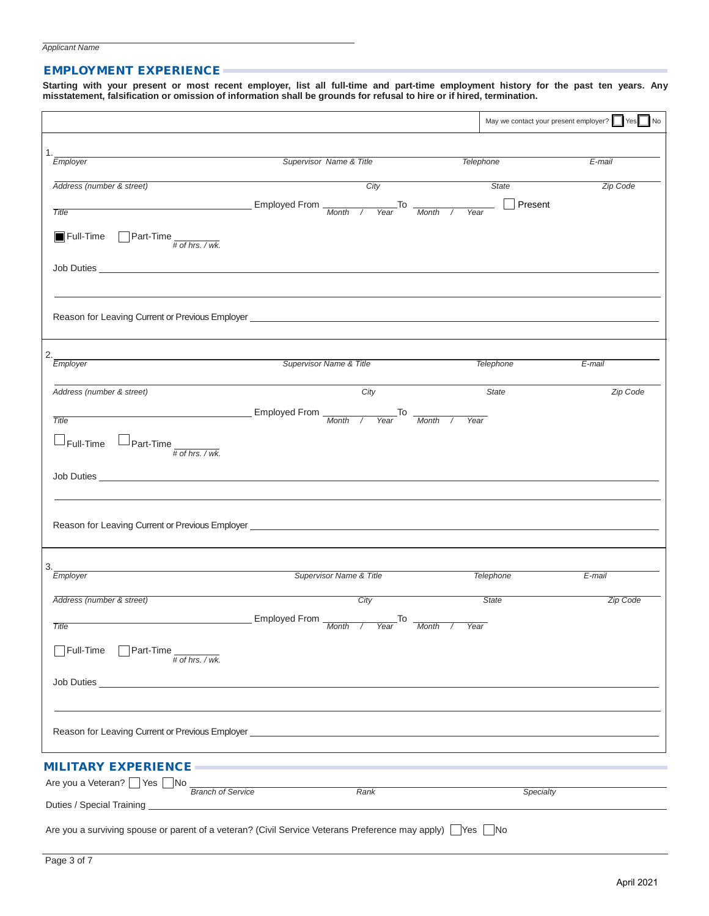Applicant Name ______________________________

## EMPLOYMENT EXPERIENCE

**Starting with your present or most recent employer, list all full-time and part-time employment history for the past ten years. Any misstatement, falsification or omission of information shall be grounds for refusal to hire or if hired, termination.**

May we contact your present employer? ☐ Yes ☐ No

1. ______________________________

*Employer* | *Supervisor Name & Title* | *Telephone* | *E-mail*

*Address (number & street)* | *City* | *State* | *Zip Code*

*Title* ______________ Employed From ______ *Month / Year* To ______ *Month / Year* ☐ Present

■ Full-Time ☐ Part-Time ______ *# of hrs. / wk.*

Job Duties ______________________________

Reason for Leaving Current or Previous Employer ______________________________

2. ______________________________

*Employer* | *Supervisor Name & Title* | *Telephone* | *E-mail*

*Address (number & street)* | *City* | *State* | *Zip Code*

*Title* ______________ Employed From ______ *Month / Year* To ______ *Month / Year*

☐ Full-Time ☐ Part-Time ______ *# of hrs. / wk.*

Job Duties ______________________________

Reason for Leaving Current or Previous Employer ______________________________

3. ______________________________

*Employer* | *Supervisor Name & Title* | *Telephone* | *E-mail*

*Address (number & street)* | *City* | *State* | *Zip Code*

*Title* ______________ Employed From ______ *Month / Year* To ______ *Month / Year*

☐ Full-Time ☐ Part-Time ______ *# of hrs. / wk.*

Job Duties ______________________________

Reason for Leaving Current or Previous Employer ______________________________

## MILITARY EXPERIENCE

Are you a Veteran? ☐ Yes ☐ No ______ *Branch of Service* | *Rank* | *Specialty*

Duties / Special Training ______________________________

Are you a surviving spouse or parent of a veteran? (Civil Service Veterans Preference may apply) ☐ Yes ☐ No

April 2021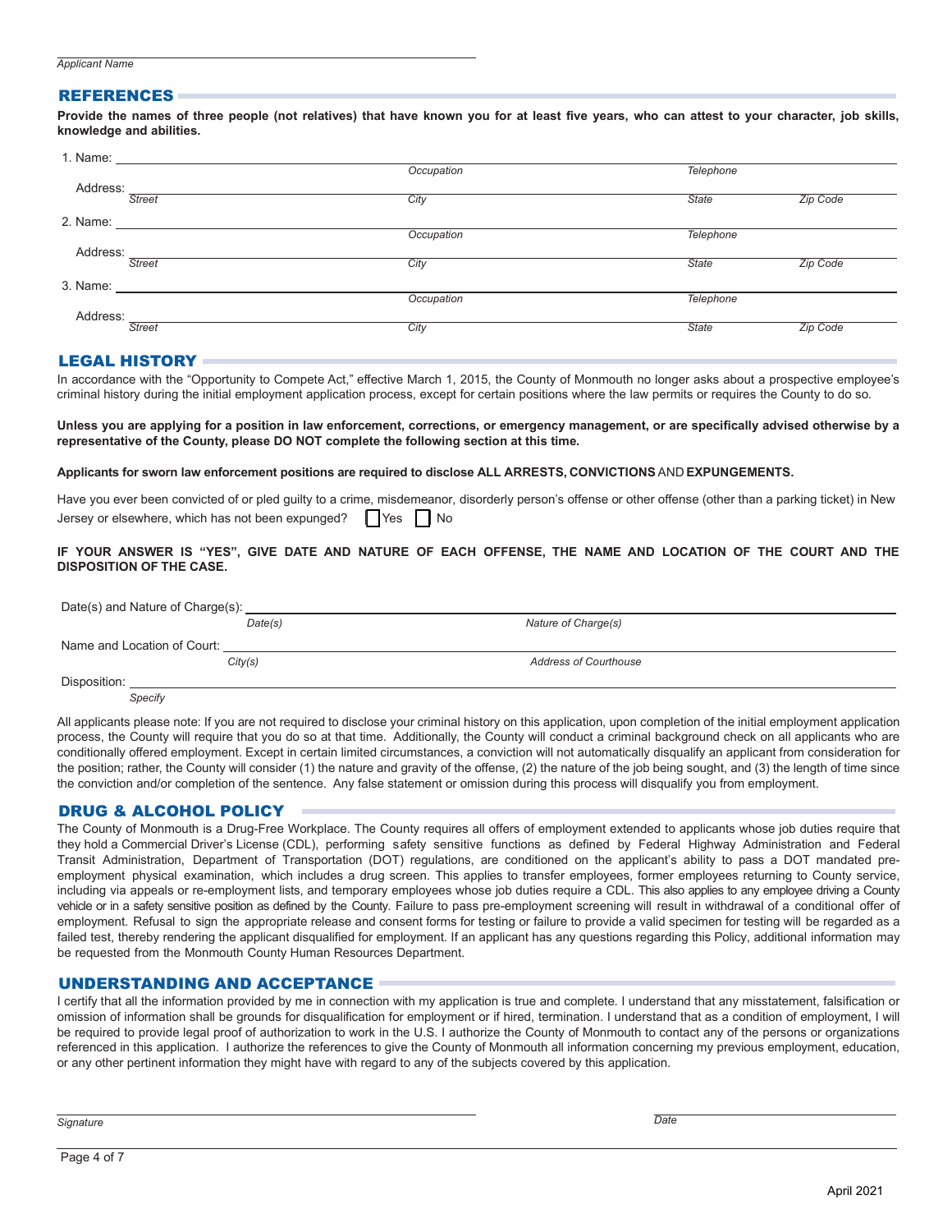Applicant Name: ______________________________

## REFERENCES

**Provide the names of three people (not relatives) that have known you for at least five years, who can attest to your character, job skills, knowledge and abilities.**

1. Name: ______________________________ *Occupation* ______________ *Telephone* ______________

   Address: *Street* ______________ *City* ______________ *State* ______ *Zip Code* ______

2. Name: ______________________________ *Occupation* ______________ *Telephone* ______________

   Address: *Street* ______________ *City* ______________ *State* ______ *Zip Code* ______

3. Name: ______________________________ *Occupation* ______________ *Telephone* ______________

   Address: *Street* ______________ *City* ______________ *State* ______ *Zip Code* ______

## LEGAL HISTORY

In accordance with the "Opportunity to Compete Act," effective March 1, 2015, the County of Monmouth no longer asks about a prospective employee's criminal history during the initial employment application process, except for certain positions where the law permits or requires the County to do so.

**Unless you are applying for a position in law enforcement, corrections, or emergency management, or are specifically advised otherwise by a representative of the County, please DO NOT complete the following section at this time.**

**Applicants for sworn law enforcement positions are required to disclose ALL ARRESTS, CONVICTIONS** AND **EXPUNGEMENTS.**

Have you ever been convicted of or pled guilty to a crime, misdemeanor, disorderly person's offense or other offense (other than a parking ticket) in New Jersey or elsewhere, which has not been expunged? ☐ Yes ☐ No

**IF YOUR ANSWER IS "YES", GIVE DATE AND NATURE OF EACH OFFENSE, THE NAME AND LOCATION OF THE COURT AND THE DISPOSITION OF THE CASE.**

Date(s) and Nature of Charge(s): *Date(s)* ______________ *Nature of Charge(s)* ______________

Name and Location of Court: *City(s)* ______________ *Address of Courthouse* ______________

Disposition: *Specify* ______________________________

All applicants please note: If you are not required to disclose your criminal history on this application, upon completion of the initial employment application process, the County will require that you do so at that time. Additionally, the County will conduct a criminal background check on all applicants who are conditionally offered employment. Except in certain limited circumstances, a conviction will not automatically disqualify an applicant from consideration for the position; rather, the County will consider (1) the nature and gravity of the offense, (2) the nature of the job being sought, and (3) the length of time since the conviction and/or completion of the sentence. Any false statement or omission during this process will disqualify you from employment.

## DRUG & ALCOHOL POLICY

The County of Monmouth is a Drug-Free Workplace. The County requires all offers of employment extended to applicants whose job duties require that they hold a Commercial Driver's License (CDL), performing safety sensitive functions as defined by Federal Highway Administration and Federal Transit Administration, Department of Transportation (DOT) regulations, are conditioned on the applicant's ability to pass a DOT mandated pre-employment physical examination, which includes a drug screen. This applies to transfer employees, former employees returning to County service, including via appeals or re-employment lists, and temporary employees whose job duties require a CDL. This also applies to any employee driving a County vehicle or in a safety sensitive position as defined by the County. Failure to pass pre-employment screening will result in withdrawal of a conditional offer of employment. Refusal to sign the appropriate release and consent forms for testing or failure to provide a valid specimen for testing will be regarded as a failed test, thereby rendering the applicant disqualified for employment. If an applicant has any questions regarding this Policy, additional information may be requested from the Monmouth County Human Resources Department.

## UNDERSTANDING AND ACCEPTANCE

I certify that all the information provided by me in connection with my application is true and complete. I understand that any misstatement, falsification or omission of information shall be grounds for disqualification for employment or if hired, termination. I understand that as a condition of employment, I will be required to provide legal proof of authorization to work in the U.S. I authorize the County of Monmouth to contact any of the persons or organizations referenced in this application. I authorize the references to give the County of Monmouth all information concerning my previous employment, education, or any other pertinent information they might have with regard to any of the subjects covered by this application.

*Signature* ______________________________ *Date* ______________

April 2021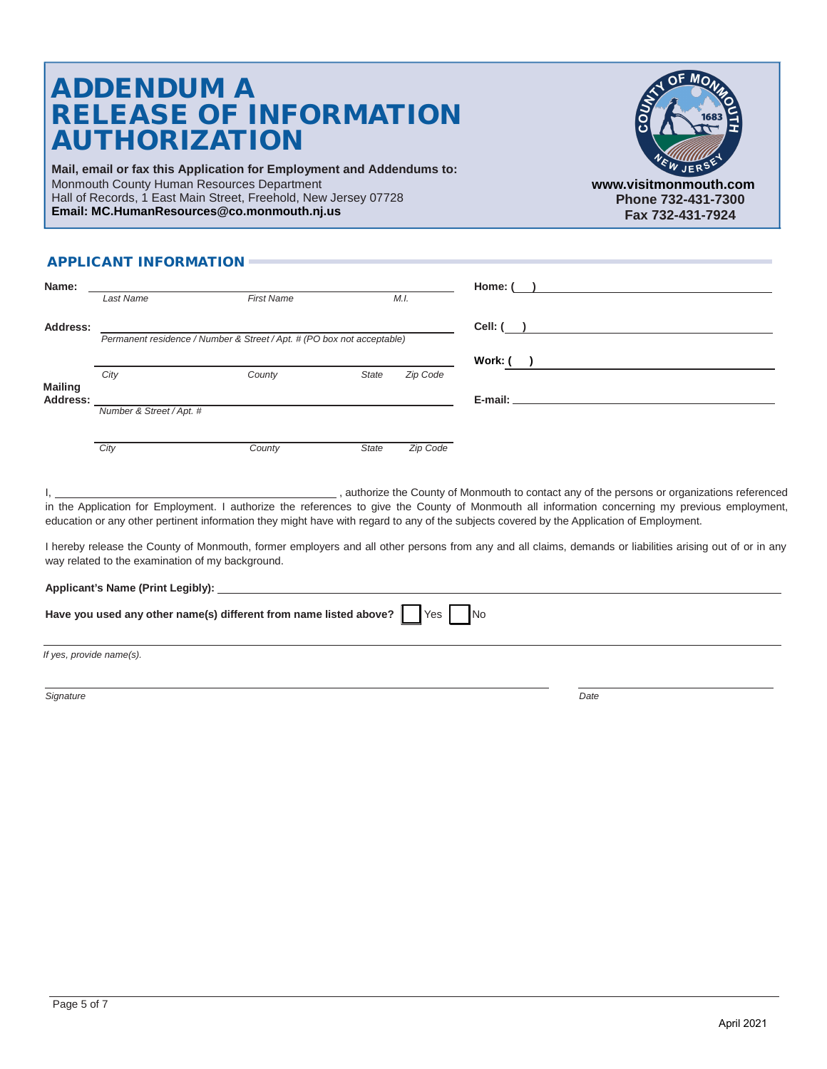# ADDENDUM A
# RELEASE OF INFORMATION AUTHORIZATION

**Mail, email or fax this Application for Employment and Addendums to:**
Monmouth County Human Resources Department
Hall of Records, 1 East Main Street, Freehold, New Jersey 07728
**Email: MC.HumanResources@co.monmouth.nj.us**

**www.visitmonmouth.com**
**Phone 732-431-7300**
**Fax 732-431-7924**

## APPLICANT INFORMATION

**Name:** ______________________________________________
*Last Name* *First Name* *M.I.*

**Home: ( )** ______________________________

**Address:** ______________________________________________
*Permanent residence / Number & Street / Apt. # (PO box not acceptable)*

**Cell: ( )** ______________________________

______________________________________________
*City* *County* *State* *Zip Code*

**Work: ( )** ______________________________

**Mailing Address:** ______________________________________________
*Number & Street / Apt. #*

**E-mail:** ______________________________

______________________________________________
*City* *County* *State* *Zip Code*

I, ______________________________, authorize the County of Monmouth to contact any of the persons or organizations referenced in the Application for Employment. I authorize the references to give the County of Monmouth all information concerning my previous employment, education or any other pertinent information they might have with regard to any of the subjects covered by the Application of Employment.

I hereby release the County of Monmouth, former employers and all other persons from any and all claims, demands or liabilities arising out of or in any way related to the examination of my background.

**Applicant's Name (Print Legibly):** ______________________________

**Have you used any other name(s) different from name listed above?** ☐ Yes ☐ No

______________________________________________
*If yes, provide name(s).*

______________________________ ______________
*Signature* *Date*

April 2021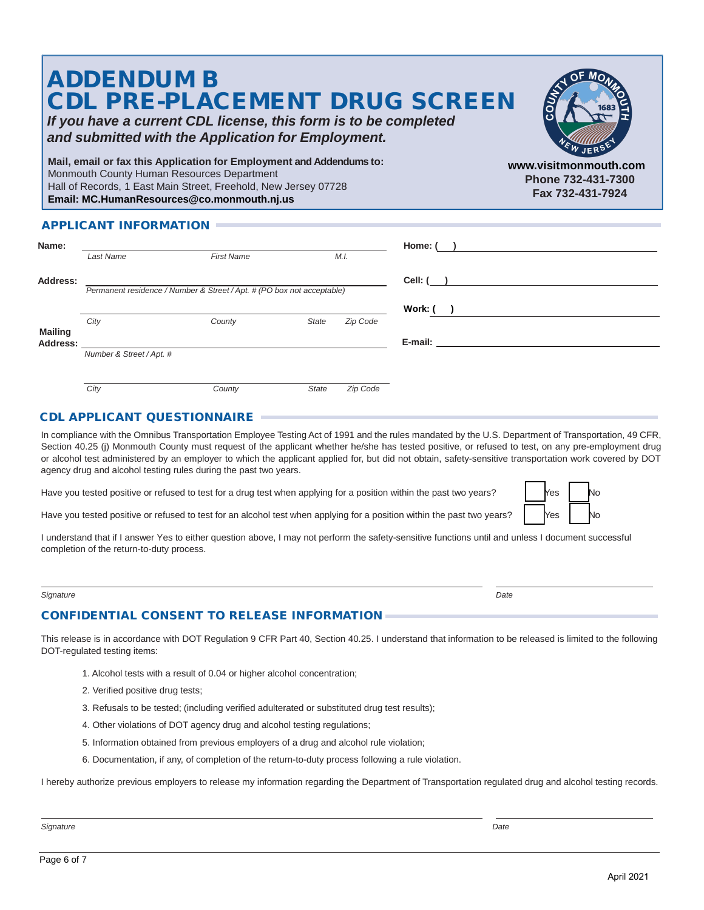# ADDENDUM B
# CDL PRE-PLACEMENT DRUG SCREEN

***If you have a current CDL license, this form is to be completed and submitted with the Application for Employment.***

**Mail, email or fax this Application for Employment and Addendums to:**
Monmouth County Human Resources Department
Hall of Records, 1 East Main Street, Freehold, New Jersey 07728
**Email: MC.HumanResources@co.monmouth.nj.us**

**www.visitmonmouth.com**
**Phone 732-431-7300**
**Fax 732-431-7924**

## APPLICANT INFORMATION

**Name:** ______________________________
*Last Name* *First Name* *M.I.*

**Home:** ( ) ______________________________

**Address:** ______________________________
*Permanent residence / Number & Street / Apt. # (PO box not acceptable)*

**Cell:** ( ) ______________________________

**Work:** ( ) ______________________________

*City* *County* *State* *Zip Code*

**Mailing Address:** ______________________________
*Number & Street / Apt. #*

**E-mail:** ______________________________

*City* *County* *State* *Zip Code*

## CDL APPLICANT QUESTIONNAIRE

In compliance with the Omnibus Transportation Employee Testing Act of 1991 and the rules mandated by the U.S. Department of Transportation, 49 CFR, Section 40.25 (j) Monmouth County must request of the applicant whether he/she has tested positive, or refused to test, on any pre-employment drug or alcohol test administered by an employer to which the applicant applied for, but did not obtain, safety-sensitive transportation work covered by DOT agency drug and alcohol testing rules during the past two years.

Have you tested positive or refused to test for a drug test when applying for a position within the past two years? ☐ Yes ☐ No

Have you tested positive or refused to test for an alcohol test when applying for a position within the past two years? ☐ Yes ☐ No

I understand that if I answer Yes to either question above, I may not perform the safety-sensitive functions until and unless I document successful completion of the return-to-duty process.

______________________________ ______________
*Signature* *Date*

## CONFIDENTIAL CONSENT TO RELEASE INFORMATION

This release is in accordance with DOT Regulation 9 CFR Part 40, Section 40.25. I understand that information to be released is limited to the following DOT-regulated testing items:

1. Alcohol tests with a result of 0.04 or higher alcohol concentration;
2. Verified positive drug tests;
3. Refusals to be tested; (including verified adulterated or substituted drug test results);
4. Other violations of DOT agency drug and alcohol testing regulations;
5. Information obtained from previous employers of a drug and alcohol rule violation;
6. Documentation, if any, of completion of the return-to-duty process following a rule violation.

I hereby authorize previous employers to release my information regarding the Department of Transportation regulated drug and alcohol testing records.

______________________________ ______________
*Signature* *Date*

April 2021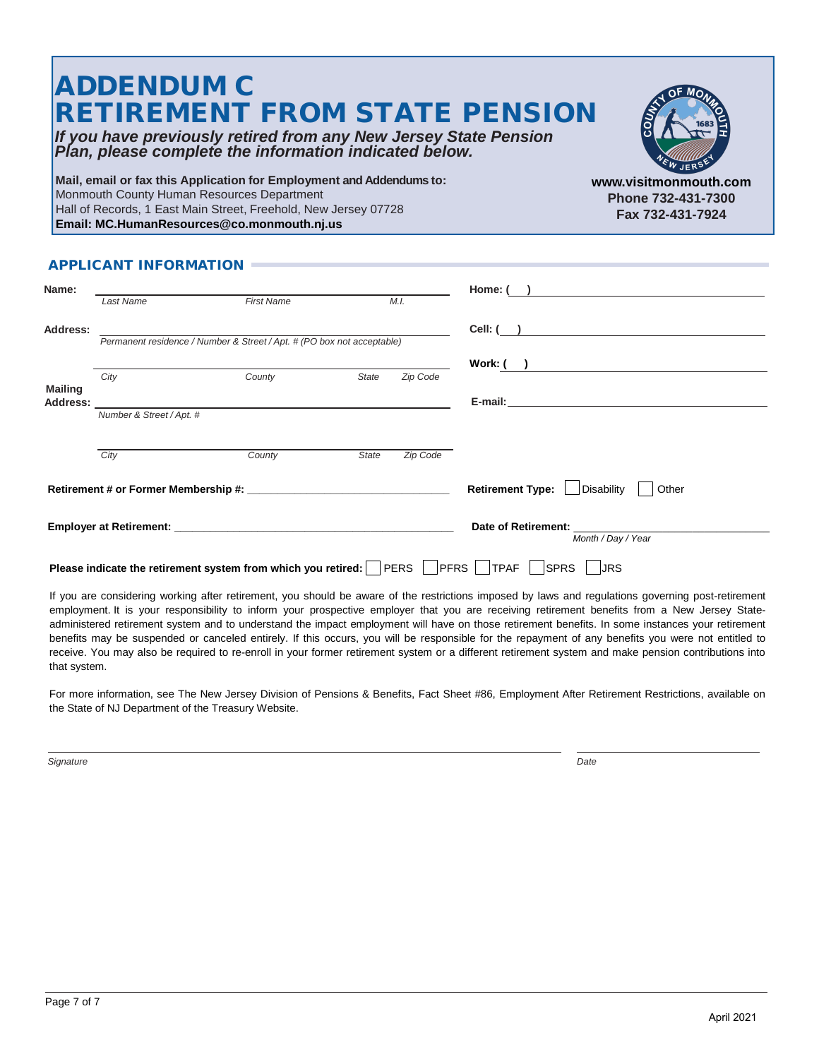# ADDENDUM C
# RETIREMENT FROM STATE PENSION

***If you have previously retired from any New Jersey State Pension Plan, please complete the information indicated below.***

**Mail, email or fax this Application for Employment and Addendums to:**
Monmouth County Human Resources Department
Hall of Records, 1 East Main Street, Freehold, New Jersey 07728
**Email: MC.HumanResources@co.monmouth.nj.us**

**www.visitmonmouth.com**
**Phone 732-431-7300**
**Fax 732-431-7924**

## APPLICANT INFORMATION

**Name:** ______________________________________________
*Last Name* *First Name* *M.I.*

**Home: ( )** ______________________________________________

**Address:** ______________________________________________
*Permanent residence / Number & Street / Apt. # (PO box not acceptable)*

**Cell: ( )** ______________________________________________

______________________________________________
*City* *County* *State* *Zip Code*

**Work: ( )** ______________________________________________

**Mailing Address:** ______________________________________________
*Number & Street / Apt. #*

**E-mail:** ______________________________________________

______________________________________________
*City* *County* *State* *Zip Code*

**Retirement # or Former Membership #:** ______________________________

**Retirement Type:** ☐ Disability ☐ Other

**Employer at Retirement:** ______________________________

**Date of Retirement:** ______________________________
*Month / Day / Year*

**Please indicate the retirement system from which you retired:** ☐ PERS ☐ PFRS ☐ TPAF ☐ SPRS ☐ JRS

If you are considering working after retirement, you should be aware of the restrictions imposed by laws and regulations governing post-retirement employment. It is your responsibility to inform your prospective employer that you are receiving retirement benefits from a New Jersey State-administered retirement system and to understand the impact employment will have on those retirement benefits. In some instances your retirement benefits may be suspended or canceled entirely. If this occurs, you will be responsible for the repayment of any benefits you were not entitled to receive. You may also be required to re-enroll in your former retirement system or a different retirement system and make pension contributions into that system.

For more information, see The New Jersey Division of Pensions & Benefits, Fact Sheet #86, Employment After Retirement Restrictions, available on the State of NJ Department of the Treasury Website.

______________________________________________ ______________________
*Signature* *Date*

April 2021